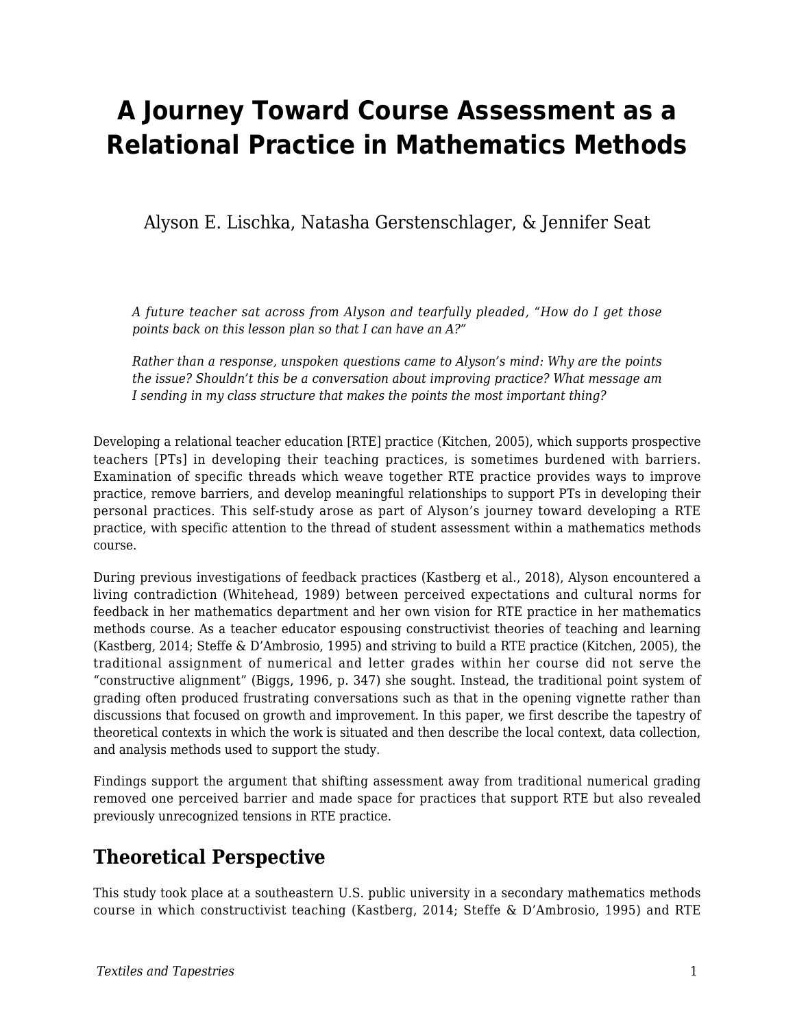# A Journey Toward Course Assessment as a Relational Practice in Mathematics Methods

Alyson E. Lischka, Natasha Gerstenschlager, & Jennifer Seat

*A future teacher sat across from Alyson and tearfully pleaded, "How do I get those points back on this lesson plan so that I can have an A?"*

*Rather than a response, unspoken questions came to Alyson's mind: Why are the points the issue? Shouldn't this be a conversation about improving practice? What message am I sending in my class structure that makes the points the most important thing?*

Developing a relational teacher education [RTE] practice (Kitchen, 2005), which supports prospective teachers [PTs] in developing their teaching practices, is sometimes burdened with barriers. Examination of specific threads which weave together RTE practice provides ways to improve practice, remove barriers, and develop meaningful relationships to support PTs in developing their personal practices. This self-study arose as part of Alyson's journey toward developing a RTE practice, with specific attention to the thread of student assessment within a mathematics methods course.

During previous investigations of feedback practices (Kastberg et al., 2018), Alyson encountered a living contradiction (Whitehead, 1989) between perceived expectations and cultural norms for feedback in her mathematics department and her own vision for RTE practice in her mathematics methods course. As a teacher educator espousing constructivist theories of teaching and learning (Kastberg, 2014; Steffe & D'Ambrosio, 1995) and striving to build a RTE practice (Kitchen, 2005), the traditional assignment of numerical and letter grades within her course did not serve the "constructive alignment" (Biggs, 1996, p. 347) she sought. Instead, the traditional point system of grading often produced frustrating conversations such as that in the opening vignette rather than discussions that focused on growth and improvement. In this paper, we first describe the tapestry of theoretical contexts in which the work is situated and then describe the local context, data collection, and analysis methods used to support the study.

Findings support the argument that shifting assessment away from traditional numerical grading removed one perceived barrier and made space for practices that support RTE but also revealed previously unrecognized tensions in RTE practice.

## Theoretical Perspective

This study took place at a southeastern U.S. public university in a secondary mathematics methods course in which constructivist teaching (Kastberg, 2014; Steffe & D'Ambrosio, 1995) and RTE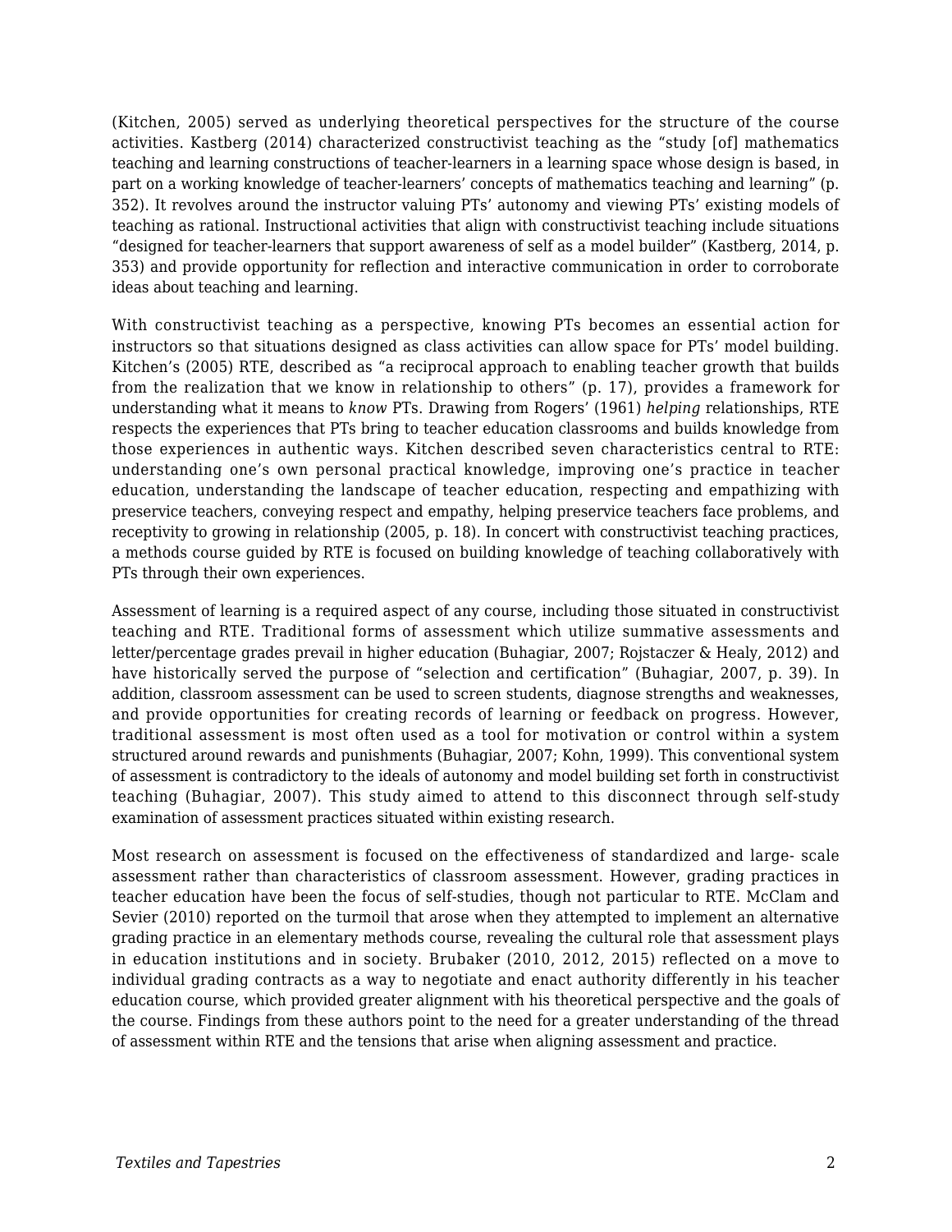(Kitchen, 2005) served as underlying theoretical perspectives for the structure of the course activities. Kastberg (2014) characterized constructivist teaching as the "study [of] mathematics teaching and learning constructions of teacher-learners in a learning space whose design is based, in part on a working knowledge of teacher-learners' concepts of mathematics teaching and learning" (p. 352). It revolves around the instructor valuing PTs' autonomy and viewing PTs' existing models of teaching as rational. Instructional activities that align with constructivist teaching include situations "designed for teacher-learners that support awareness of self as a model builder" (Kastberg, 2014, p. 353) and provide opportunity for reflection and interactive communication in order to corroborate ideas about teaching and learning.

With constructivist teaching as a perspective, knowing PTs becomes an essential action for instructors so that situations designed as class activities can allow space for PTs' model building. Kitchen's (2005) RTE, described as "a reciprocal approach to enabling teacher growth that builds from the realization that we know in relationship to others" (p. 17), provides a framework for understanding what it means to *know* PTs. Drawing from Rogers' (1961) *helping* relationships, RTE respects the experiences that PTs bring to teacher education classrooms and builds knowledge from those experiences in authentic ways. Kitchen described seven characteristics central to RTE: understanding one's own personal practical knowledge, improving one's practice in teacher education, understanding the landscape of teacher education, respecting and empathizing with preservice teachers, conveying respect and empathy, helping preservice teachers face problems, and receptivity to growing in relationship (2005, p. 18). In concert with constructivist teaching practices, a methods course guided by RTE is focused on building knowledge of teaching collaboratively with PTs through their own experiences.

Assessment of learning is a required aspect of any course, including those situated in constructivist teaching and RTE. Traditional forms of assessment which utilize summative assessments and letter/percentage grades prevail in higher education (Buhagiar, 2007; Rojstaczer & Healy, 2012) and have historically served the purpose of "selection and certification" (Buhagiar, 2007, p. 39). In addition, classroom assessment can be used to screen students, diagnose strengths and weaknesses, and provide opportunities for creating records of learning or feedback on progress. However, traditional assessment is most often used as a tool for motivation or control within a system structured around rewards and punishments (Buhagiar, 2007; Kohn, 1999). This conventional system of assessment is contradictory to the ideals of autonomy and model building set forth in constructivist teaching (Buhagiar, 2007). This study aimed to attend to this disconnect through self-study examination of assessment practices situated within existing research.

Most research on assessment is focused on the effectiveness of standardized and large- scale assessment rather than characteristics of classroom assessment. However, grading practices in teacher education have been the focus of self-studies, though not particular to RTE. McClam and Sevier (2010) reported on the turmoil that arose when they attempted to implement an alternative grading practice in an elementary methods course, revealing the cultural role that assessment plays in education institutions and in society. Brubaker (2010, 2012, 2015) reflected on a move to individual grading contracts as a way to negotiate and enact authority differently in his teacher education course, which provided greater alignment with his theoretical perspective and the goals of the course. Findings from these authors point to the need for a greater understanding of the thread of assessment within RTE and the tensions that arise when aligning assessment and practice.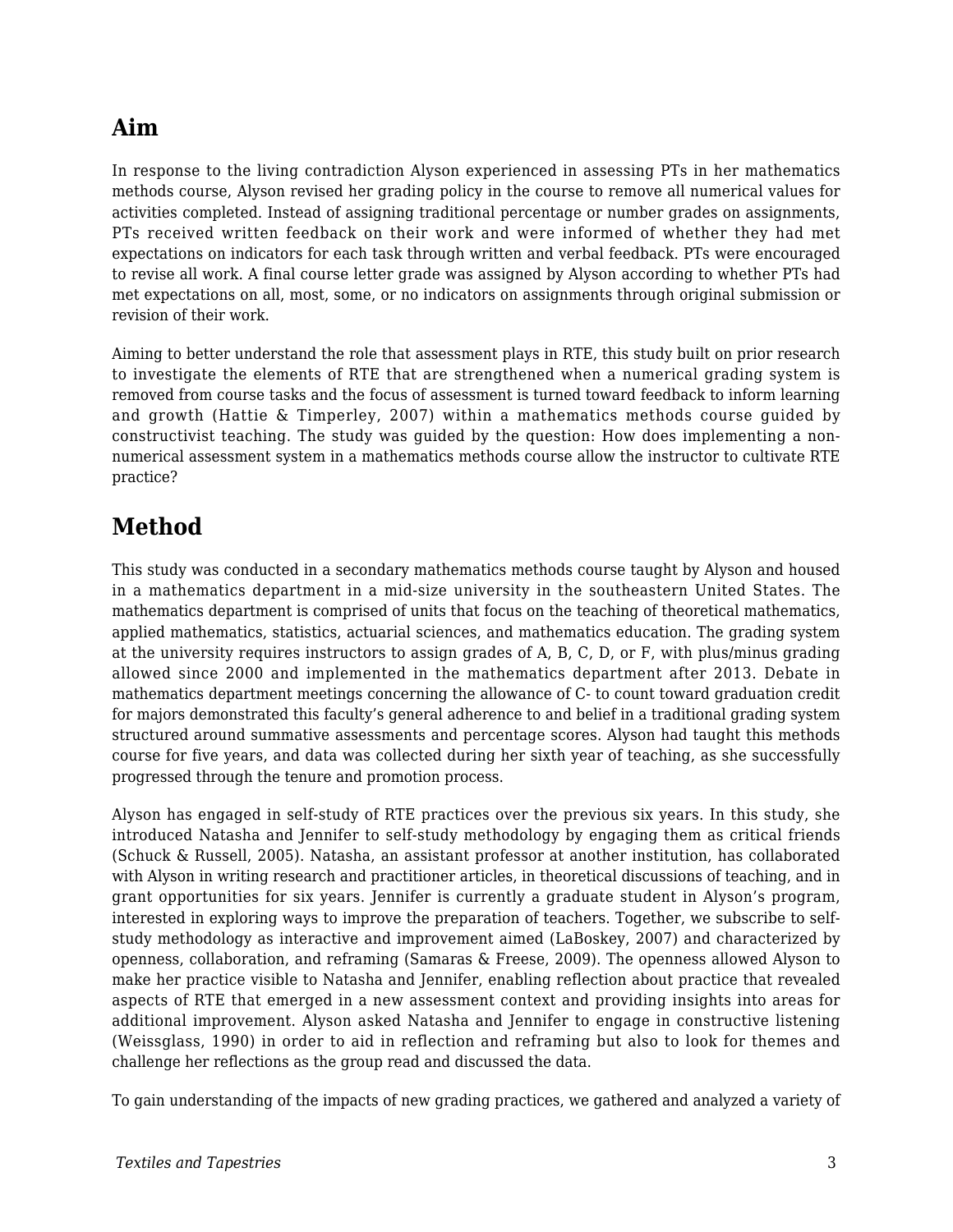## Aim

In response to the living contradiction Alyson experienced in assessing PTs in her mathematics methods course, Alyson revised her grading policy in the course to remove all numerical values for activities completed. Instead of assigning traditional percentage or number grades on assignments, PTs received written feedback on their work and were informed of whether they had met expectations on indicators for each task through written and verbal feedback. PTs were encouraged to revise all work. A final course letter grade was assigned by Alyson according to whether PTs had met expectations on all, most, some, or no indicators on assignments through original submission or revision of their work.

Aiming to better understand the role that assessment plays in RTE, this study built on prior research to investigate the elements of RTE that are strengthened when a numerical grading system is removed from course tasks and the focus of assessment is turned toward feedback to inform learning and growth (Hattie & Timperley, 2007) within a mathematics methods course guided by constructivist teaching. The study was guided by the question: How does implementing a non-numerical assessment system in a mathematics methods course allow the instructor to cultivate RTE practice?

## Method

This study was conducted in a secondary mathematics methods course taught by Alyson and housed in a mathematics department in a mid-size university in the southeastern United States. The mathematics department is comprised of units that focus on the teaching of theoretical mathematics, applied mathematics, statistics, actuarial sciences, and mathematics education. The grading system at the university requires instructors to assign grades of A, B, C, D, or F, with plus/minus grading allowed since 2000 and implemented in the mathematics department after 2013. Debate in mathematics department meetings concerning the allowance of C- to count toward graduation credit for majors demonstrated this faculty's general adherence to and belief in a traditional grading system structured around summative assessments and percentage scores. Alyson had taught this methods course for five years, and data was collected during her sixth year of teaching, as she successfully progressed through the tenure and promotion process.

Alyson has engaged in self-study of RTE practices over the previous six years. In this study, she introduced Natasha and Jennifer to self-study methodology by engaging them as critical friends (Schuck & Russell, 2005). Natasha, an assistant professor at another institution, has collaborated with Alyson in writing research and practitioner articles, in theoretical discussions of teaching, and in grant opportunities for six years. Jennifer is currently a graduate student in Alyson's program, interested in exploring ways to improve the preparation of teachers. Together, we subscribe to self-study methodology as interactive and improvement aimed (LaBoskey, 2007) and characterized by openness, collaboration, and reframing (Samaras & Freese, 2009). The openness allowed Alyson to make her practice visible to Natasha and Jennifer, enabling reflection about practice that revealed aspects of RTE that emerged in a new assessment context and providing insights into areas for additional improvement. Alyson asked Natasha and Jennifer to engage in constructive listening (Weissglass, 1990) in order to aid in reflection and reframing but also to look for themes and challenge her reflections as the group read and discussed the data.

To gain understanding of the impacts of new grading practices, we gathered and analyzed a variety of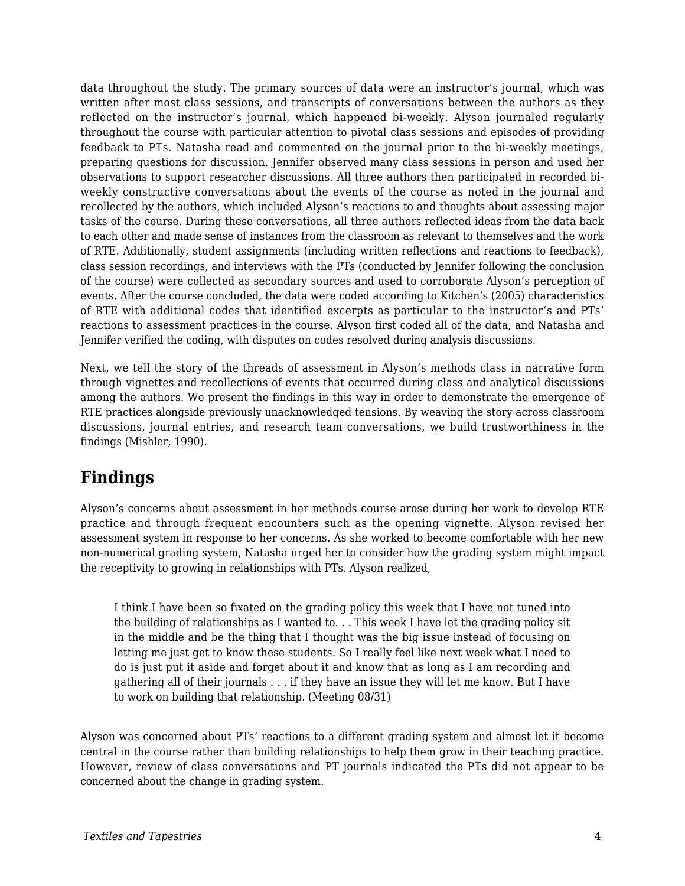data throughout the study. The primary sources of data were an instructor's journal, which was written after most class sessions, and transcripts of conversations between the authors as they reflected on the instructor's journal, which happened bi-weekly. Alyson journaled regularly throughout the course with particular attention to pivotal class sessions and episodes of providing feedback to PTs. Natasha read and commented on the journal prior to the bi-weekly meetings, preparing questions for discussion. Jennifer observed many class sessions in person and used her observations to support researcher discussions. All three authors then participated in recorded bi-weekly constructive conversations about the events of the course as noted in the journal and recollected by the authors, which included Alyson's reactions to and thoughts about assessing major tasks of the course. During these conversations, all three authors reflected ideas from the data back to each other and made sense of instances from the classroom as relevant to themselves and the work of RTE. Additionally, student assignments (including written reflections and reactions to feedback), class session recordings, and interviews with the PTs (conducted by Jennifer following the conclusion of the course) were collected as secondary sources and used to corroborate Alyson's perception of events. After the course concluded, the data were coded according to Kitchen's (2005) characteristics of RTE with additional codes that identified excerpts as particular to the instructor's and PTs' reactions to assessment practices in the course. Alyson first coded all of the data, and Natasha and Jennifer verified the coding, with disputes on codes resolved during analysis discussions.

Next, we tell the story of the threads of assessment in Alyson's methods class in narrative form through vignettes and recollections of events that occurred during class and analytical discussions among the authors. We present the findings in this way in order to demonstrate the emergence of RTE practices alongside previously unacknowledged tensions. By weaving the story across classroom discussions, journal entries, and research team conversations, we build trustworthiness in the findings (Mishler, 1990).

## Findings

Alyson's concerns about assessment in her methods course arose during her work to develop RTE practice and through frequent encounters such as the opening vignette. Alyson revised her assessment system in response to her concerns. As she worked to become comfortable with her new non-numerical grading system, Natasha urged her to consider how the grading system might impact the receptivity to growing in relationships with PTs. Alyson realized,

> I think I have been so fixated on the grading policy this week that I have not tuned into the building of relationships as I wanted to. . . This week I have let the grading policy sit in the middle and be the thing that I thought was the big issue instead of focusing on letting me just get to know these students. So I really feel like next week what I need to do is just put it aside and forget about it and know that as long as I am recording and gathering all of their journals . . . if they have an issue they will let me know. But I have to work on building that relationship. (Meeting 08/31)

Alyson was concerned about PTs' reactions to a different grading system and almost let it become central in the course rather than building relationships to help them grow in their teaching practice. However, review of class conversations and PT journals indicated the PTs did not appear to be concerned about the change in grading system.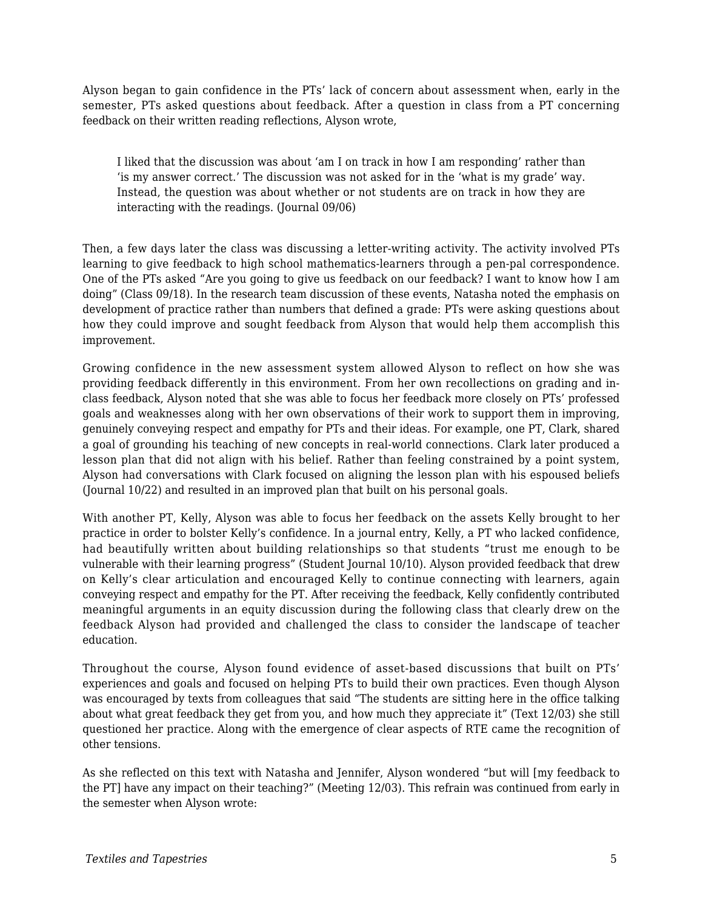Alyson began to gain confidence in the PTs' lack of concern about assessment when, early in the semester, PTs asked questions about feedback. After a question in class from a PT concerning feedback on their written reading reflections, Alyson wrote,

> I liked that the discussion was about 'am I on track in how I am responding' rather than 'is my answer correct.' The discussion was not asked for in the 'what is my grade' way. Instead, the question was about whether or not students are on track in how they are interacting with the readings. (Journal 09/06)

Then, a few days later the class was discussing a letter-writing activity. The activity involved PTs learning to give feedback to high school mathematics-learners through a pen-pal correspondence. One of the PTs asked "Are you going to give us feedback on our feedback? I want to know how I am doing" (Class 09/18). In the research team discussion of these events, Natasha noted the emphasis on development of practice rather than numbers that defined a grade: PTs were asking questions about how they could improve and sought feedback from Alyson that would help them accomplish this improvement.

Growing confidence in the new assessment system allowed Alyson to reflect on how she was providing feedback differently in this environment. From her own recollections on grading and in-class feedback, Alyson noted that she was able to focus her feedback more closely on PTs' professed goals and weaknesses along with her own observations of their work to support them in improving, genuinely conveying respect and empathy for PTs and their ideas. For example, one PT, Clark, shared a goal of grounding his teaching of new concepts in real-world connections. Clark later produced a lesson plan that did not align with his belief. Rather than feeling constrained by a point system, Alyson had conversations with Clark focused on aligning the lesson plan with his espoused beliefs (Journal 10/22) and resulted in an improved plan that built on his personal goals.

With another PT, Kelly, Alyson was able to focus her feedback on the assets Kelly brought to her practice in order to bolster Kelly's confidence. In a journal entry, Kelly, a PT who lacked confidence, had beautifully written about building relationships so that students "trust me enough to be vulnerable with their learning progress" (Student Journal 10/10). Alyson provided feedback that drew on Kelly's clear articulation and encouraged Kelly to continue connecting with learners, again conveying respect and empathy for the PT. After receiving the feedback, Kelly confidently contributed meaningful arguments in an equity discussion during the following class that clearly drew on the feedback Alyson had provided and challenged the class to consider the landscape of teacher education.

Throughout the course, Alyson found evidence of asset-based discussions that built on PTs' experiences and goals and focused on helping PTs to build their own practices. Even though Alyson was encouraged by texts from colleagues that said "The students are sitting here in the office talking about what great feedback they get from you, and how much they appreciate it" (Text 12/03) she still questioned her practice. Along with the emergence of clear aspects of RTE came the recognition of other tensions.

As she reflected on this text with Natasha and Jennifer, Alyson wondered "but will [my feedback to the PT] have any impact on their teaching?" (Meeting 12/03). This refrain was continued from early in the semester when Alyson wrote: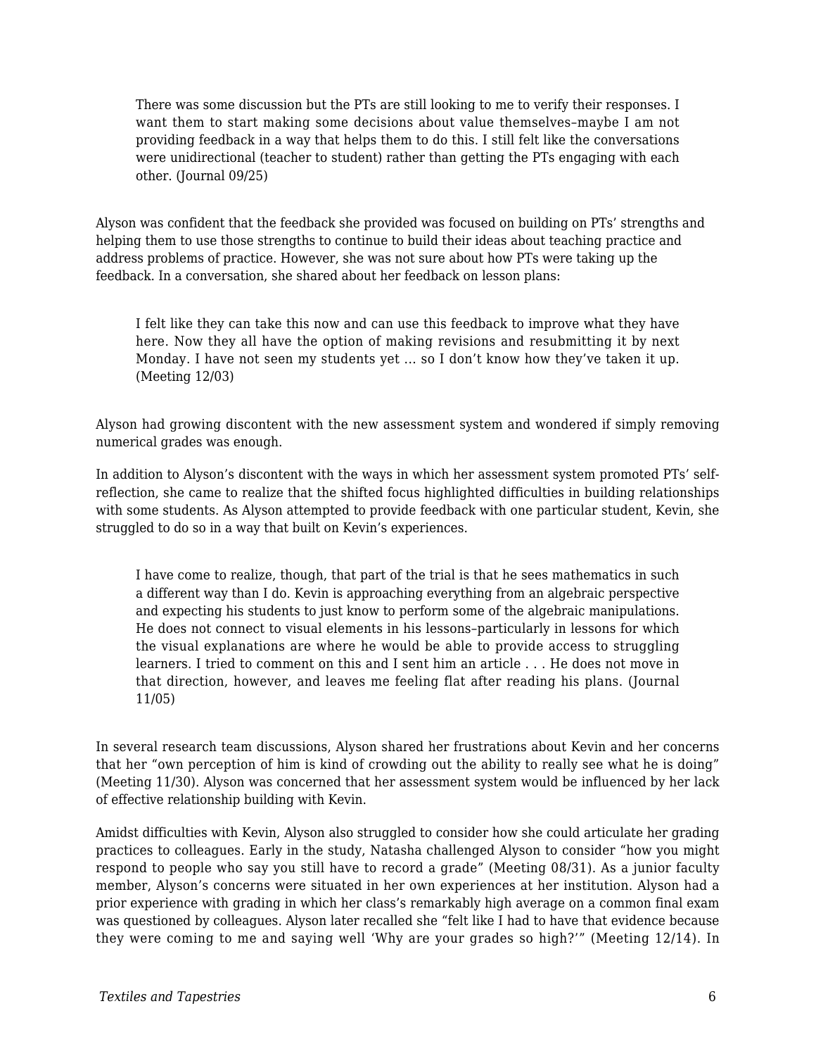> There was some discussion but the PTs are still looking to me to verify their responses. I want them to start making some decisions about value themselves–maybe I am not providing feedback in a way that helps them to do this. I still felt like the conversations were unidirectional (teacher to student) rather than getting the PTs engaging with each other. (Journal 09/25)

Alyson was confident that the feedback she provided was focused on building on PTs' strengths and helping them to use those strengths to continue to build their ideas about teaching practice and address problems of practice. However, she was not sure about how PTs were taking up the feedback. In a conversation, she shared about her feedback on lesson plans:

> I felt like they can take this now and can use this feedback to improve what they have here. Now they all have the option of making revisions and resubmitting it by next Monday. I have not seen my students yet … so I don't know how they've taken it up. (Meeting 12/03)

Alyson had growing discontent with the new assessment system and wondered if simply removing numerical grades was enough.

In addition to Alyson's discontent with the ways in which her assessment system promoted PTs' self-reflection, she came to realize that the shifted focus highlighted difficulties in building relationships with some students. As Alyson attempted to provide feedback with one particular student, Kevin, she struggled to do so in a way that built on Kevin's experiences.

> I have come to realize, though, that part of the trial is that he sees mathematics in such a different way than I do. Kevin is approaching everything from an algebraic perspective and expecting his students to just know to perform some of the algebraic manipulations. He does not connect to visual elements in his lessons–particularly in lessons for which the visual explanations are where he would be able to provide access to struggling learners. I tried to comment on this and I sent him an article . . . He does not move in that direction, however, and leaves me feeling flat after reading his plans. (Journal 11/05)

In several research team discussions, Alyson shared her frustrations about Kevin and her concerns that her "own perception of him is kind of crowding out the ability to really see what he is doing" (Meeting 11/30). Alyson was concerned that her assessment system would be influenced by her lack of effective relationship building with Kevin.

Amidst difficulties with Kevin, Alyson also struggled to consider how she could articulate her grading practices to colleagues. Early in the study, Natasha challenged Alyson to consider "how you might respond to people who say you still have to record a grade" (Meeting 08/31). As a junior faculty member, Alyson's concerns were situated in her own experiences at her institution. Alyson had a prior experience with grading in which her class's remarkably high average on a common final exam was questioned by colleagues. Alyson later recalled she "felt like I had to have that evidence because they were coming to me and saying well 'Why are your grades so high?'" (Meeting 12/14). In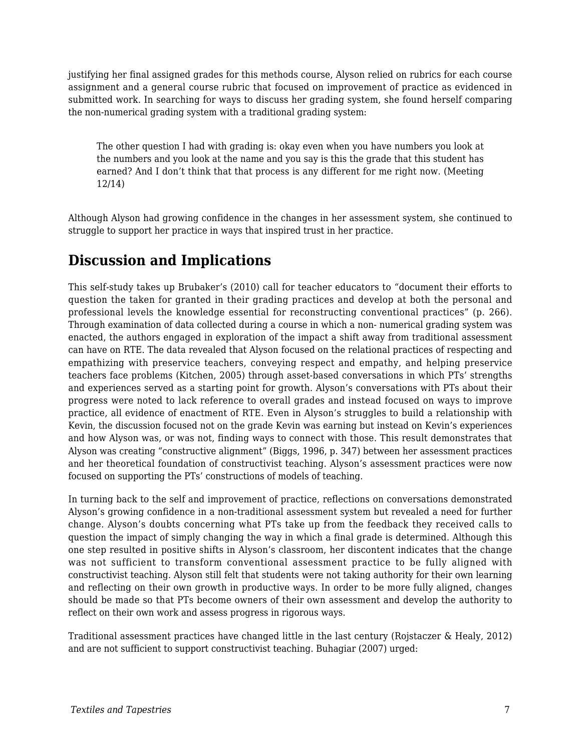justifying her final assigned grades for this methods course, Alyson relied on rubrics for each course assignment and a general course rubric that focused on improvement of practice as evidenced in submitted work. In searching for ways to discuss her grading system, she found herself comparing the non-numerical grading system with a traditional grading system:

> The other question I had with grading is: okay even when you have numbers you look at the numbers and you look at the name and you say is this the grade that this student has earned? And I don't think that that process is any different for me right now. (Meeting 12/14)

Although Alyson had growing confidence in the changes in her assessment system, she continued to struggle to support her practice in ways that inspired trust in her practice.

## Discussion and Implications

This self-study takes up Brubaker's (2010) call for teacher educators to "document their efforts to question the taken for granted in their grading practices and develop at both the personal and professional levels the knowledge essential for reconstructing conventional practices" (p. 266). Through examination of data collected during a course in which a non- numerical grading system was enacted, the authors engaged in exploration of the impact a shift away from traditional assessment can have on RTE. The data revealed that Alyson focused on the relational practices of respecting and empathizing with preservice teachers, conveying respect and empathy, and helping preservice teachers face problems (Kitchen, 2005) through asset-based conversations in which PTs' strengths and experiences served as a starting point for growth. Alyson's conversations with PTs about their progress were noted to lack reference to overall grades and instead focused on ways to improve practice, all evidence of enactment of RTE. Even in Alyson's struggles to build a relationship with Kevin, the discussion focused not on the grade Kevin was earning but instead on Kevin's experiences and how Alyson was, or was not, finding ways to connect with those. This result demonstrates that Alyson was creating "constructive alignment" (Biggs, 1996, p. 347) between her assessment practices and her theoretical foundation of constructivist teaching. Alyson's assessment practices were now focused on supporting the PTs' constructions of models of teaching.

In turning back to the self and improvement of practice, reflections on conversations demonstrated Alyson's growing confidence in a non-traditional assessment system but revealed a need for further change. Alyson's doubts concerning what PTs take up from the feedback they received calls to question the impact of simply changing the way in which a final grade is determined. Although this one step resulted in positive shifts in Alyson's classroom, her discontent indicates that the change was not sufficient to transform conventional assessment practice to be fully aligned with constructivist teaching. Alyson still felt that students were not taking authority for their own learning and reflecting on their own growth in productive ways. In order to be more fully aligned, changes should be made so that PTs become owners of their own assessment and develop the authority to reflect on their own work and assess progress in rigorous ways.

Traditional assessment practices have changed little in the last century (Rojstaczer & Healy, 2012) and are not sufficient to support constructivist teaching. Buhagiar (2007) urged: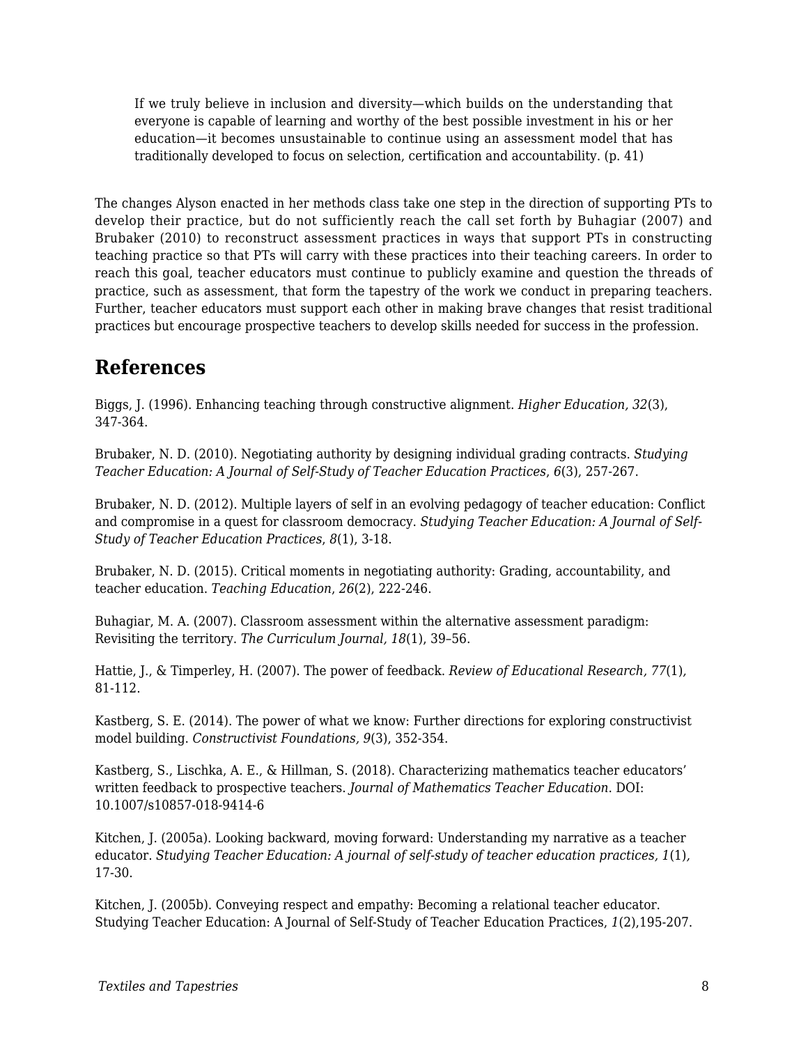> If we truly believe in inclusion and diversity—which builds on the understanding that everyone is capable of learning and worthy of the best possible investment in his or her education—it becomes unsustainable to continue using an assessment model that has traditionally developed to focus on selection, certification and accountability. (p. 41)

The changes Alyson enacted in her methods class take one step in the direction of supporting PTs to develop their practice, but do not sufficiently reach the call set forth by Buhagiar (2007) and Brubaker (2010) to reconstruct assessment practices in ways that support PTs in constructing teaching practice so that PTs will carry with these practices into their teaching careers. In order to reach this goal, teacher educators must continue to publicly examine and question the threads of practice, such as assessment, that form the tapestry of the work we conduct in preparing teachers. Further, teacher educators must support each other in making brave changes that resist traditional practices but encourage prospective teachers to develop skills needed for success in the profession.

## References

Biggs, J. (1996). Enhancing teaching through constructive alignment. *Higher Education, 32*(3), 347-364.

Brubaker, N. D. (2010). Negotiating authority by designing individual grading contracts. *Studying Teacher Education: A Journal of Self-Study of Teacher Education Practices*, *6*(3), 257-267.

Brubaker, N. D. (2012). Multiple layers of self in an evolving pedagogy of teacher education: Conflict and compromise in a quest for classroom democracy. *Studying Teacher Education: A Journal of Self-Study of Teacher Education Practices*, *8*(1), 3-18.

Brubaker, N. D. (2015). Critical moments in negotiating authority: Grading, accountability, and teacher education. *Teaching Education*, *26*(2), 222-246.

Buhagiar, M. A. (2007). Classroom assessment within the alternative assessment paradigm: Revisiting the territory. *The Curriculum Journal, 18*(1), 39–56.

Hattie, J., & Timperley, H. (2007). The power of feedback. *Review of Educational Research, 77*(1), 81-112.

Kastberg, S. E. (2014). The power of what we know: Further directions for exploring constructivist model building. *Constructivist Foundations, 9*(3), 352-354.

Kastberg, S., Lischka, A. E., & Hillman, S. (2018). Characterizing mathematics teacher educators' written feedback to prospective teachers. *Journal of Mathematics Teacher Education.* DOI: 10.1007/s10857-018-9414-6

Kitchen, J. (2005a). Looking backward, moving forward: Understanding my narrative as a teacher educator. *Studying Teacher Education: A journal of self-study of teacher education practices, 1*(1), 17-30.

Kitchen, J. (2005b). Conveying respect and empathy: Becoming a relational teacher educator. Studying Teacher Education: A Journal of Self-Study of Teacher Education Practices, *1*(2),195-207.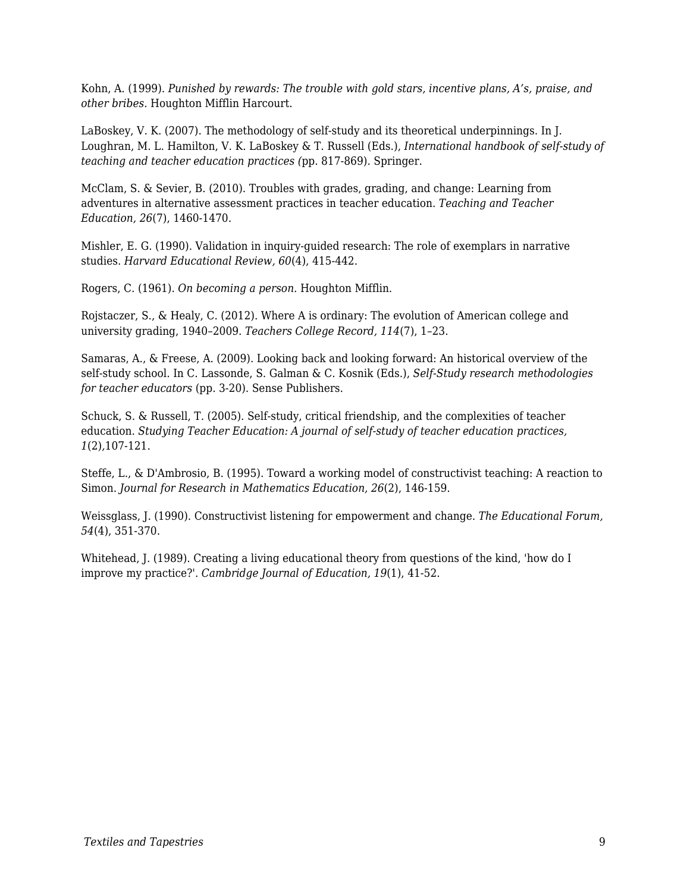Kohn, A. (1999). *Punished by rewards: The trouble with gold stars, incentive plans, A's, praise, and other bribes.* Houghton Mifflin Harcourt.

LaBoskey, V. K. (2007). The methodology of self-study and its theoretical underpinnings. In J. Loughran, M. L. Hamilton, V. K. LaBoskey & T. Russell (Eds.), *International handbook of self-study of teaching and teacher education practices (*pp. 817-869). Springer.

McClam, S. & Sevier, B. (2010). Troubles with grades, grading, and change: Learning from adventures in alternative assessment practices in teacher education. *Teaching and Teacher Education, 26*(7), 1460-1470.

Mishler, E. G. (1990). Validation in inquiry-guided research: The role of exemplars in narrative studies. *Harvard Educational Review, 60*(4), 415-442.

Rogers, C. (1961). *On becoming a person.* Houghton Mifflin.

Rojstaczer, S., & Healy, C. (2012). Where A is ordinary: The evolution of American college and university grading, 1940–2009. *Teachers College Record, 114*(7), 1–23.

Samaras, A., & Freese, A. (2009). Looking back and looking forward: An historical overview of the self-study school. In C. Lassonde, S. Galman & C. Kosnik (Eds.), *Self-Study research methodologies for teacher educators* (pp. 3-20). Sense Publishers.

Schuck, S. & Russell, T. (2005). Self-study, critical friendship, and the complexities of teacher education. *Studying Teacher Education: A journal of self-study of teacher education practices, 1*(2),107-121.

Steffe, L., & D'Ambrosio, B. (1995). Toward a working model of constructivist teaching: A reaction to Simon. *Journal for Research in Mathematics Education, 26*(2), 146-159.

Weissglass, J. (1990). Constructivist listening for empowerment and change. *The Educational Forum, 54*(4), 351-370.

Whitehead, J. (1989). Creating a living educational theory from questions of the kind, 'how do I improve my practice?'. *Cambridge Journal of Education, 19*(1), 41-52.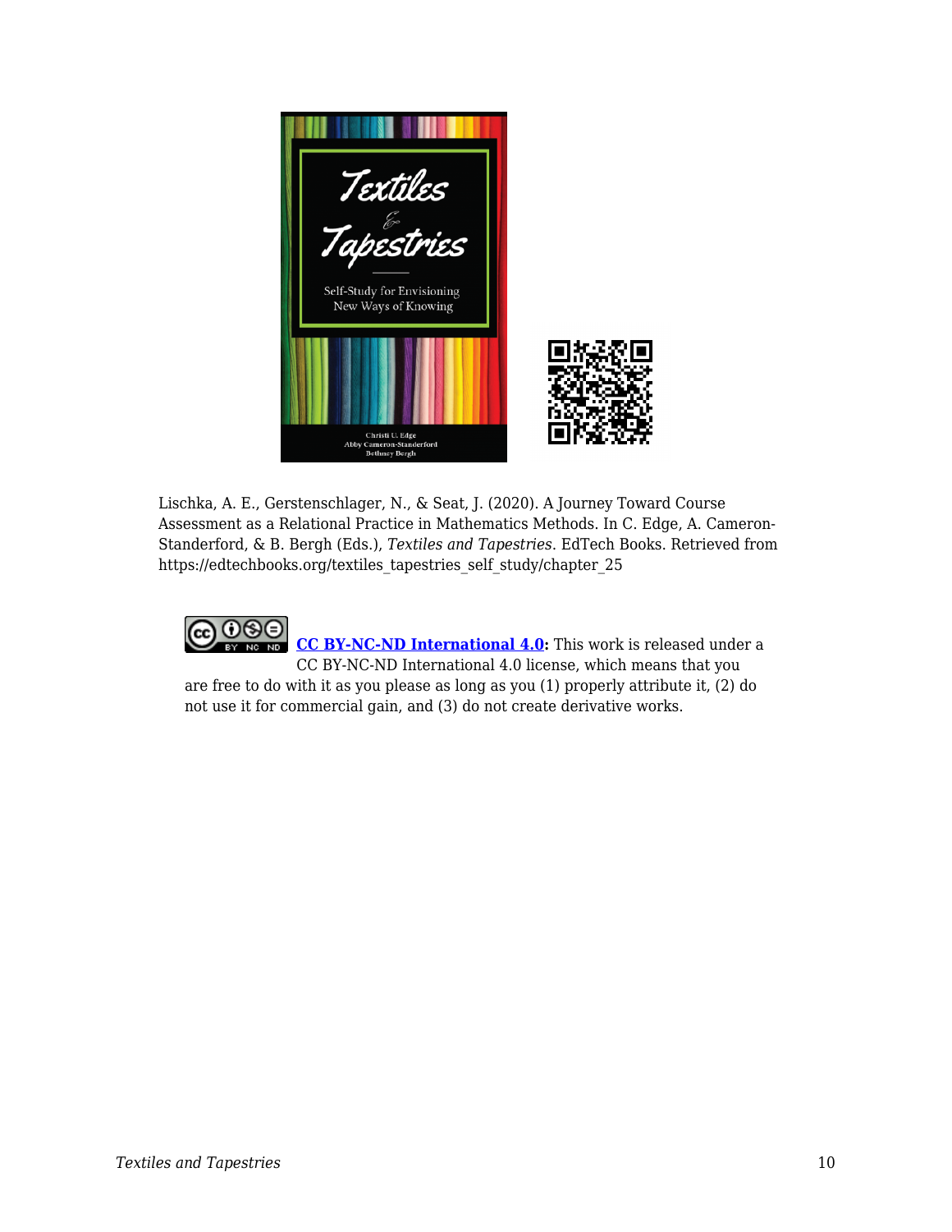Lischka, A. E., Gerstenschlager, N., & Seat, J. (2020). A Journey Toward Course Assessment as a Relational Practice in Mathematics Methods. In C. Edge, A. Cameron-Standerford, & B. Bergh (Eds.), *Textiles and Tapestries*. EdTech Books. Retrieved from https://edtechbooks.org/textiles_tapestries_self_study/chapter_25

**CC BY-NC-ND International 4.0:** This work is released under a CC BY-NC-ND International 4.0 license, which means that you are free to do with it as you please as long as you (1) properly attribute it, (2) do not use it for commercial gain, and (3) do not create derivative works.